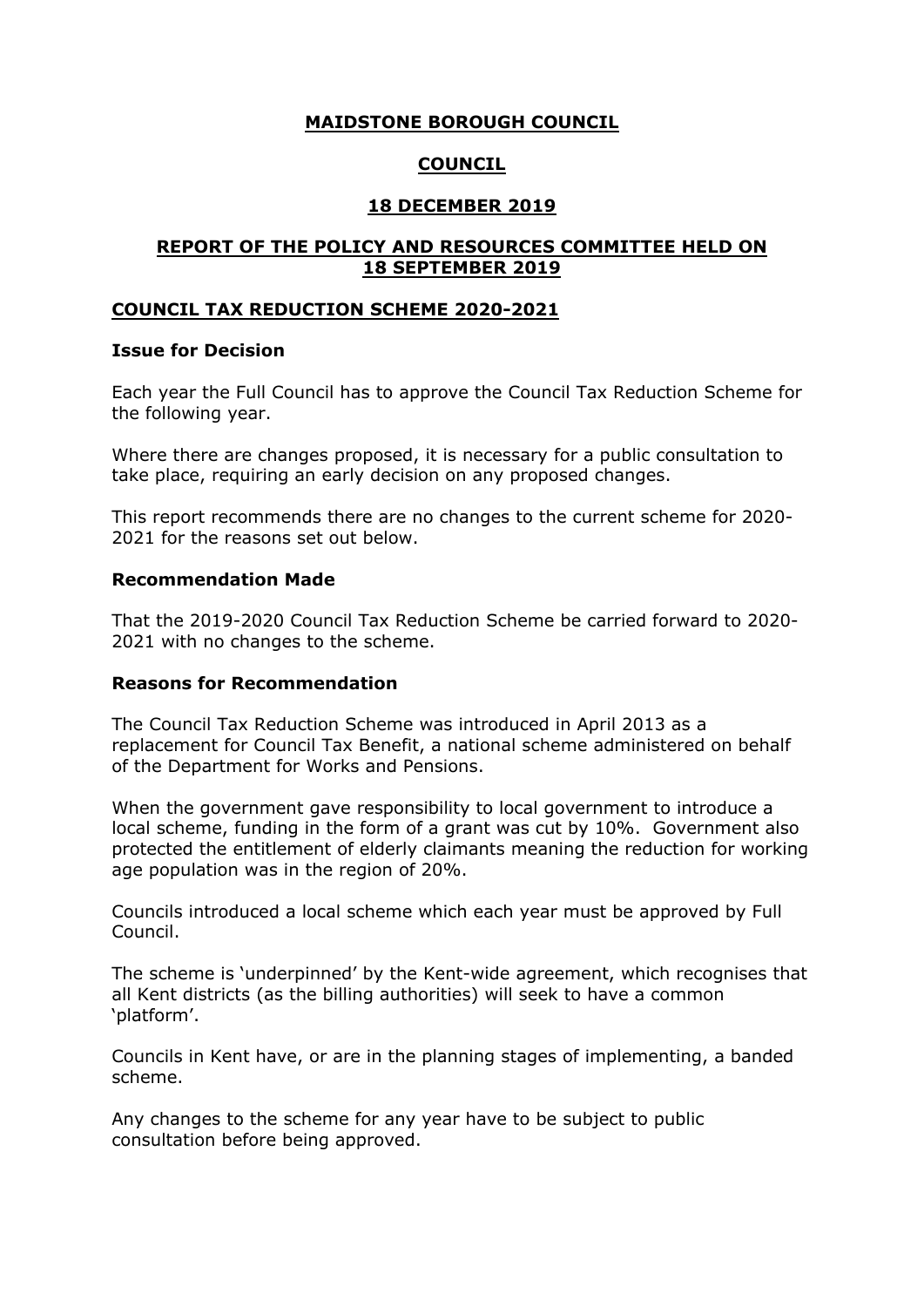# MAIDSTONE BOROUGH COUNCIL

## COUNCIL

## 18 DECEMBER 2019

## REPORT OF THE POLICY AND RESOURCES COMMITTEE HELD ON 18 SEPTEMBER 2019

## COUNCIL TAX REDUCTION SCHEME 2020-2021

### Issue for Decision

Each year the Full Council has to approve the Council Tax Reduction Scheme for the following year.

Where there are changes proposed, it is necessary for a public consultation to take place, requiring an early decision on any proposed changes.

This report recommends there are no changes to the current scheme for 2020-2021 for the reasons set out below.

### Recommendation Made

That the 2019-2020 Council Tax Reduction Scheme be carried forward to 2020-2021 with no changes to the scheme.

### Reasons for Recommendation

The Council Tax Reduction Scheme was introduced in April 2013 as a replacement for Council Tax Benefit, a national scheme administered on behalf of the Department for Works and Pensions.

When the government gave responsibility to local government to introduce a local scheme, funding in the form of a grant was cut by 10%. Government also protected the entitlement of elderly claimants meaning the reduction for working age population was in the region of 20%.

Councils introduced a local scheme which each year must be approved by Full Council.

The scheme is 'underpinned' by the Kent-wide agreement, which recognises that all Kent districts (as the billing authorities) will seek to have a common 'platform'.

Councils in Kent have, or are in the planning stages of implementing, a banded scheme.

Any changes to the scheme for any year have to be subject to public consultation before being approved.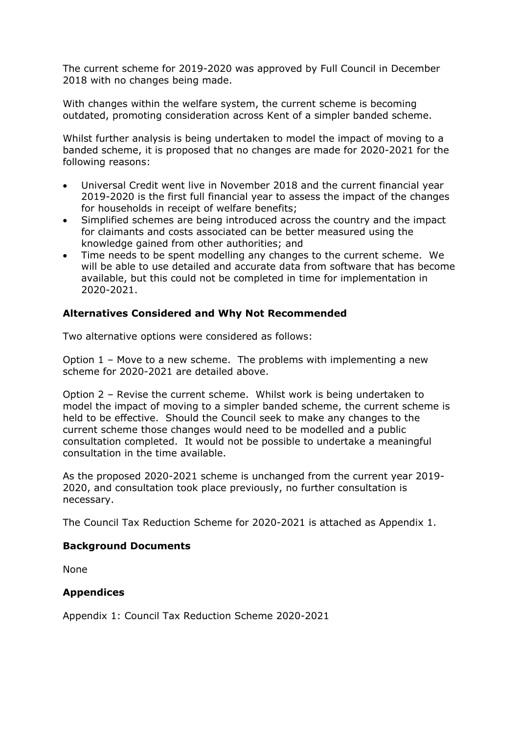The current scheme for 2019-2020 was approved by Full Council in December 2018 with no changes being made.

With changes within the welfare system, the current scheme is becoming outdated, promoting consideration across Kent of a simpler banded scheme.

Whilst further analysis is being undertaken to model the impact of moving to a banded scheme, it is proposed that no changes are made for 2020-2021 for the following reasons:

- Universal Credit went live in November 2018 and the current financial year 2019-2020 is the first full financial year to assess the impact of the changes for households in receipt of welfare benefits;
- Simplified schemes are being introduced across the country and the impact for claimants and costs associated can be better measured using the knowledge gained from other authorities; and
- Time needs to be spent modelling any changes to the current scheme. We will be able to use detailed and accurate data from software that has become available, but this could not be completed in time for implementation in 2020-2021.

## Alternatives Considered and Why Not Recommended

Two alternative options were considered as follows:

Option 1 – Move to a new scheme. The problems with implementing a new scheme for 2020-2021 are detailed above.

Option 2 – Revise the current scheme. Whilst work is being undertaken to model the impact of moving to a simpler banded scheme, the current scheme is held to be effective. Should the Council seek to make any changes to the current scheme those changes would need to be modelled and a public consultation completed. It would not be possible to undertake a meaningful consultation in the time available.

As the proposed 2020-2021 scheme is unchanged from the current year 2019-2020, and consultation took place previously, no further consultation is necessary.

The Council Tax Reduction Scheme for 2020-2021 is attached as Appendix 1.

## Background Documents

None

## Appendices

Appendix 1: Council Tax Reduction Scheme 2020-2021